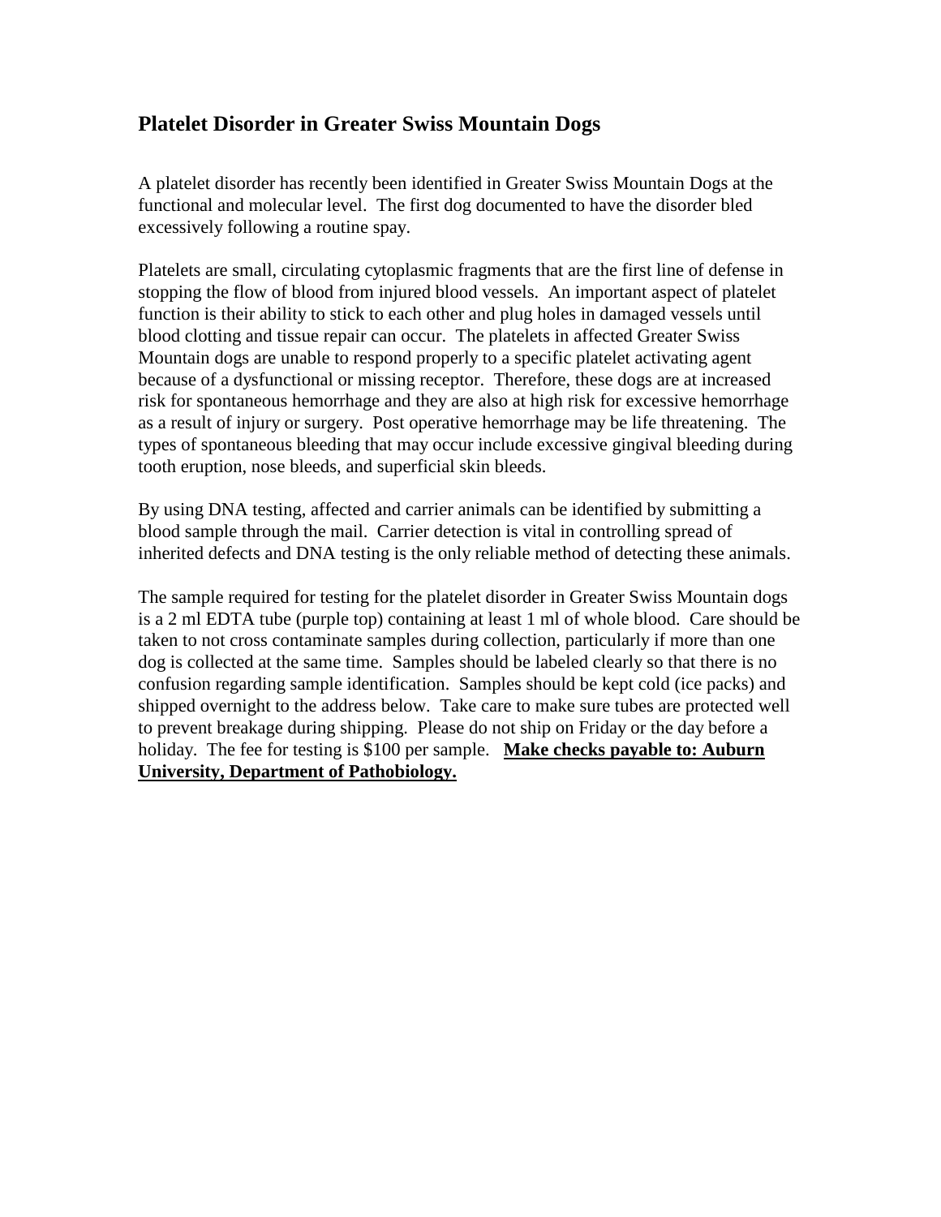## Platelet Disorder in Greater Swiss Mountain Dogs

A platelet disorder has recently been identified in Greater Swiss Mountain Dogs at the functional and molecular level. The first dog documented to have the disorder bled excessively following a routine spay.

Platelets are small, circulating cytoplasmic fragments that are the first line of defense in stopping the flow of blood from injured blood vessels. An important aspect of platelet function is their ability to stick to each other and plug holes in damaged vessels until blood clotting and tissue repair can occur. The platelets in affected Greater Swiss Mountain dogs are unable to respond properly to a specific platelet activating agent because of a dysfunctional or missing receptor. Therefore, these dogs are at increased risk for spontaneous hemorrhage and they are also at high risk for excessive hemorrhage as a result of injury or surgery. Post operative hemorrhage may be life threatening. The types of spontaneous bleeding that may occur include excessive gingival bleeding during tooth eruption, nose bleeds, and superficial skin bleeds.

By using DNA testing, affected and carrier animals can be identified by submitting a blood sample through the mail. Carrier detection is vital in controlling spread of inherited defects and DNA testing is the only reliable method of detecting these animals.

The sample required for testing for the platelet disorder in Greater Swiss Mountain dogs is a 2 ml EDTA tube (purple top) containing at least 1 ml of whole blood. Care should be taken to not cross contaminate samples during collection, particularly if more than one dog is collected at the same time. Samples should be labeled clearly so that there is no confusion regarding sample identification. Samples should be kept cold (ice packs) and shipped overnight to the address below. Take care to make sure tubes are protected well to prevent breakage during shipping. Please do not ship on Friday or the day before a holiday. The fee for testing is $100 per sample. **Make checks payable to: Auburn University, Department of Pathobiology.**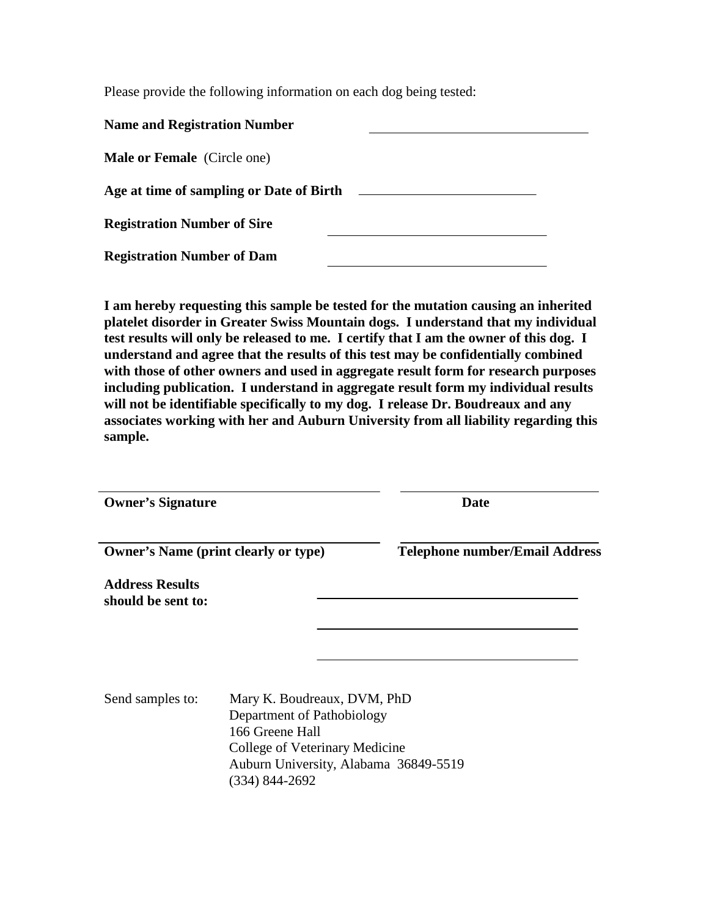Please provide the following information on each dog being tested:

**Name and Registration Number** \_\_\_\_\_\_\_\_\_\_\_\_\_\_\_\_\_\_\_\_\_\_\_\_\_\_\_\_\_\_

**Male or Female** (Circle one)

**Age at time of sampling or Date of Birth** \_\_\_\_\_\_\_\_\_\_\_\_\_\_\_\_\_\_\_\_\_\_\_\_

**Registration Number of Sire** \_\_\_\_\_\_\_\_\_\_\_\_\_\_\_\_\_\_\_\_\_\_\_\_\_\_\_\_\_\_

**Registration Number of Dam** \_\_\_\_\_\_\_\_\_\_\_\_\_\_\_\_\_\_\_\_\_\_\_\_\_\_\_\_\_\_

**I am hereby requesting this sample be tested for the mutation causing an inherited platelet disorder in Greater Swiss Mountain dogs. I understand that my individual test results will only be released to me. I certify that I am the owner of this dog. I understand and agree that the results of this test may be confidentially combined with those of other owners and used in aggregate result form for research purposes including publication. I understand in aggregate result form my individual results will not be identifiable specifically to my dog. I release Dr. Boudreaux and any associates working with her and Auburn University from all liability regarding this sample.**

\_\_\_\_\_\_\_\_\_\_\_\_\_\_\_\_\_\_\_\_\_\_\_\_\_\_\_\_\_\_\_\_\_\_\_\_\_\_ \_\_\_\_\_\_\_\_\_\_\_\_\_\_\_\_\_\_\_\_\_\_\_\_\_\_\_\_

**Owner's Signature** **Date**

\_\_\_\_\_\_\_\_\_\_\_\_\_\_\_\_\_\_\_\_\_\_\_\_\_\_\_\_\_\_\_\_\_\_\_\_\_\_ \_\_\_\_\_\_\_\_\_\_\_\_\_\_\_\_\_\_\_\_\_\_\_\_\_\_\_\_

**Owner's Name (print clearly or type)** **Telephone number/Email Address**

**Address Results should be sent to:** \_\_\_\_\_\_\_\_\_\_\_\_\_\_\_\_\_\_\_\_\_\_\_\_\_\_\_\_\_\_\_\_\_\_\_\_

\_\_\_\_\_\_\_\_\_\_\_\_\_\_\_\_\_\_\_\_\_\_\_\_\_\_\_\_\_\_\_\_\_\_\_\_

\_\_\_\_\_\_\_\_\_\_\_\_\_\_\_\_\_\_\_\_\_\_\_\_\_\_\_\_\_\_\_\_\_\_\_\_

Send samples to: Mary K. Boudreaux, DVM, PhD
Department of Pathobiology
166 Greene Hall
College of Veterinary Medicine
Auburn University, Alabama 36849-5519
(334) 844-2692